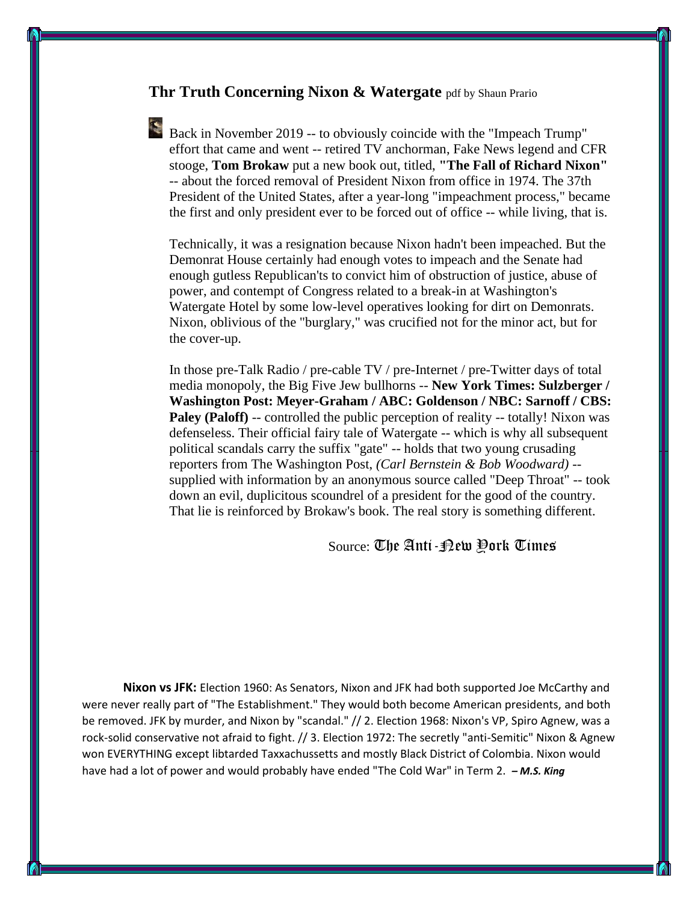## **Thr Truth Concerning Nixon & Watergate** pdf by Shaun Prario

Back in November 2019 -- to obviously coincide with the "Impeach Trump" effort that came and went -- retired TV anchorman, Fake News legend and CFR stooge, **Tom Brokaw** put a new book out, titled, **"The Fall of Richard Nixon"** -- about the forced removal of President Nixon from office in 1974. The 37th President of the United States, after a year-long "impeachment process," became the first and only president ever to be forced out of office -- while living, that is.

Technically, it was a resignation because Nixon hadn't been impeached. But the Demonrat House certainly had enough votes to impeach and the Senate had enough gutless Republican'ts to convict him of obstruction of justice, abuse of power, and contempt of Congress related to a break-in at Washington's Watergate Hotel by some low-level operatives looking for dirt on Demonrats. Nixon, oblivious of the "burglary," was crucified not for the minor act, but for the cover-up.

In those pre-Talk Radio / pre-cable TV / pre-Internet / pre-Twitter days of total media monopoly, the Big Five Jew bullhorns -- **New York Times: Sulzberger / Washington Post: Meyer-Graham / ABC: Goldenson / NBC: Sarnoff / CBS: Paley (Paloff)** -- controlled the public perception of reality -- totally! Nixon was defenseless. Their official fairy tale of Watergate -- which is why all subsequent political scandals carry the suffix "gate" -- holds that two young crusading reporters from The Washington Post, *(Carl Bernstein & Bob Woodward)* -- supplied with information by an anonymous source called "Deep Throat" -- took down an evil, duplicitous scoundrel of a president for the good of the country. That lie is reinforced by Brokaw's book. The real story is something different.

Source: The Anti-New York Times

**Nixon vs JFK:** Election 1960: As Senators, Nixon and JFK had both supported Joe McCarthy and were never really part of "The Establishment." They would both become American presidents, and both be removed. JFK by murder, and Nixon by "scandal." // 2. Election 1968: Nixon's VP, Spiro Agnew, was a rock-solid conservative not afraid to fight. // 3. Election 1972: The secretly "anti-Semitic" Nixon & Agnew won EVERYTHING except libtarded Taxxachussetts and mostly Black District of Colombia. Nixon would have had a lot of power and would probably have ended "The Cold War" in Term 2. ***– M.S. King***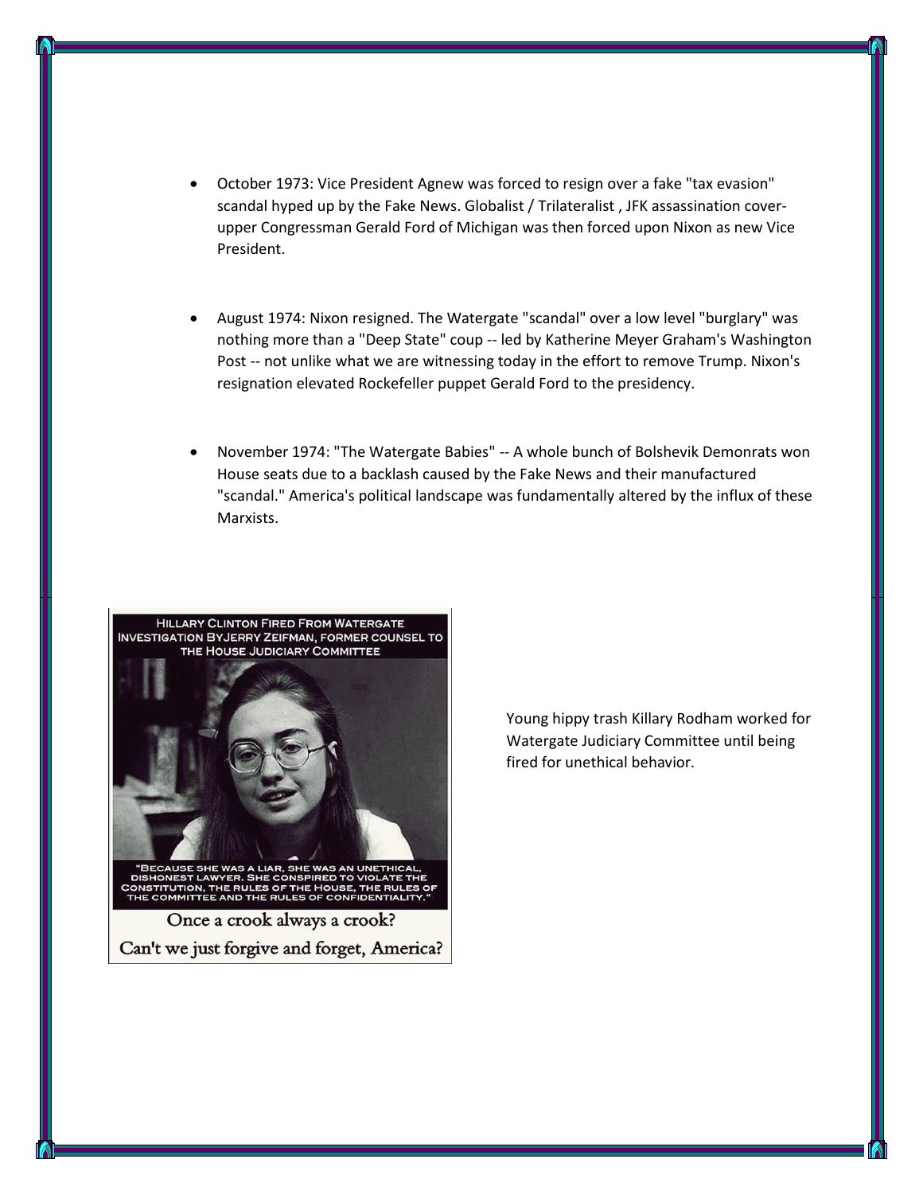- October 1973: Vice President Agnew was forced to resign over a fake "tax evasion" scandal hyped up by the Fake News. Globalist / Trilateralist , JFK assassination cover-upper Congressman Gerald Ford of Michigan was then forced upon Nixon as new Vice President.

- August 1974: Nixon resigned. The Watergate "scandal" over a low level "burglary" was nothing more than a "Deep State" coup -- led by Katherine Meyer Graham's Washington Post -- not unlike what we are witnessing today in the effort to remove Trump. Nixon's resignation elevated Rockefeller puppet Gerald Ford to the presidency.

- November 1974: "The Watergate Babies" -- A whole bunch of Bolshevik Demonrats won House seats due to a backlash caused by the Fake News and their manufactured "scandal." America's political landscape was fundamentally altered by the influx of these Marxists.

HILLARY CLINTON FIRED FROM WATERGATE INVESTIGATION BYJERRY ZEIFMAN, FORMER COUNSEL TO THE HOUSE JUDICIARY COMMITTEE

"BECAUSE SHE WAS A LIAR, SHE WAS AN UNETHICAL, DISHONEST LAWYER. SHE CONSPIRED TO VIOLATE THE CONSTITUTION, THE RULES OF THE HOUSE, THE RULES OF THE COMMITTEE AND THE RULES OF CONFIDENTIALITY."

Once a crook always a crook?
Can't we just forgive and forget, America?

Young hippy trash Killary Rodham worked for Watergate Judiciary Committee until being fired for unethical behavior.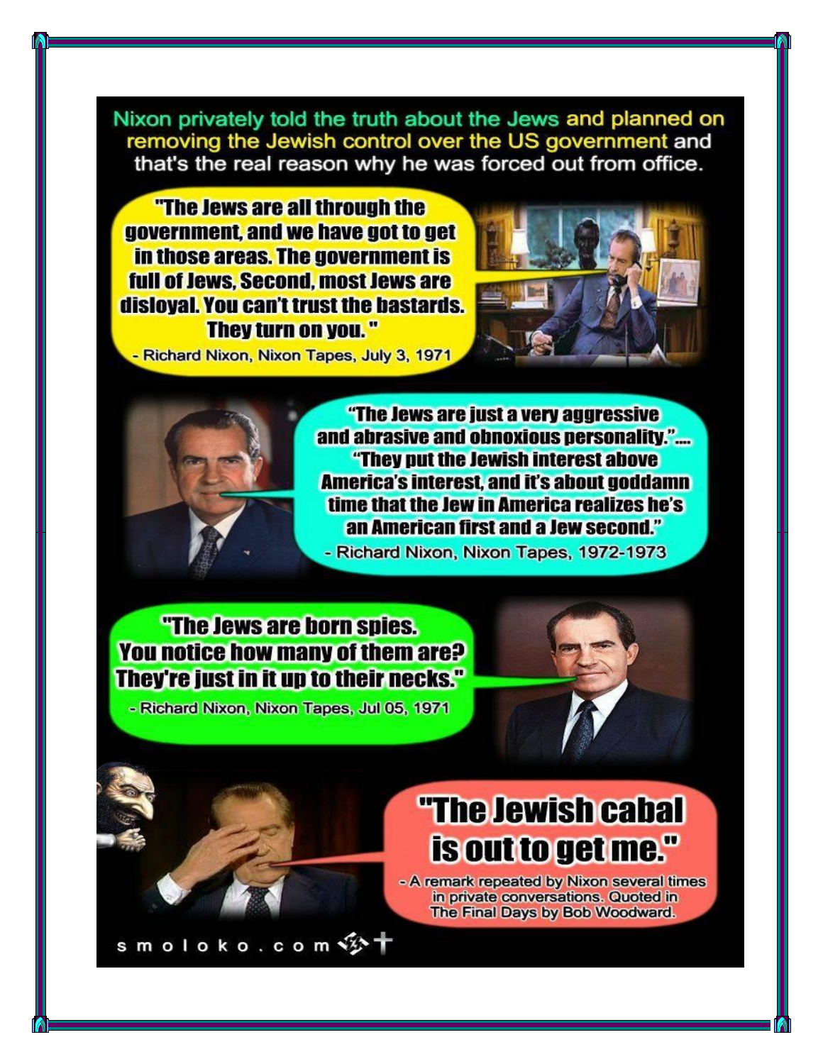Nixon privately told the truth about the Jews and planned on removing the Jewish control over the US government and that's the real reason why he was forced out from office.

**"The Jews are all through the government, and we have got to get in those areas. The government is full of Jews, Second, most Jews are disloyal. You can't trust the bastards. They turn on you. "**

- Richard Nixon, Nixon Tapes, July 3, 1971

**"The Jews are just a very aggressive and abrasive and obnoxious personality.".... "They put the Jewish interest above America's interest, and it's about goddamn time that the Jew in America realizes he's an American first and a Jew second."**

- Richard Nixon, Nixon Tapes, 1972-1973

**"The Jews are born spies. You notice how many of them are? They're just in it up to their necks."**

- Richard Nixon, Nixon Tapes, Jul 05, 1971

**"The Jewish cabal is out to get me."**

- A remark repeated by Nixon several times in private conversations. Quoted in The Final Days by Bob Woodward.

smoloko.com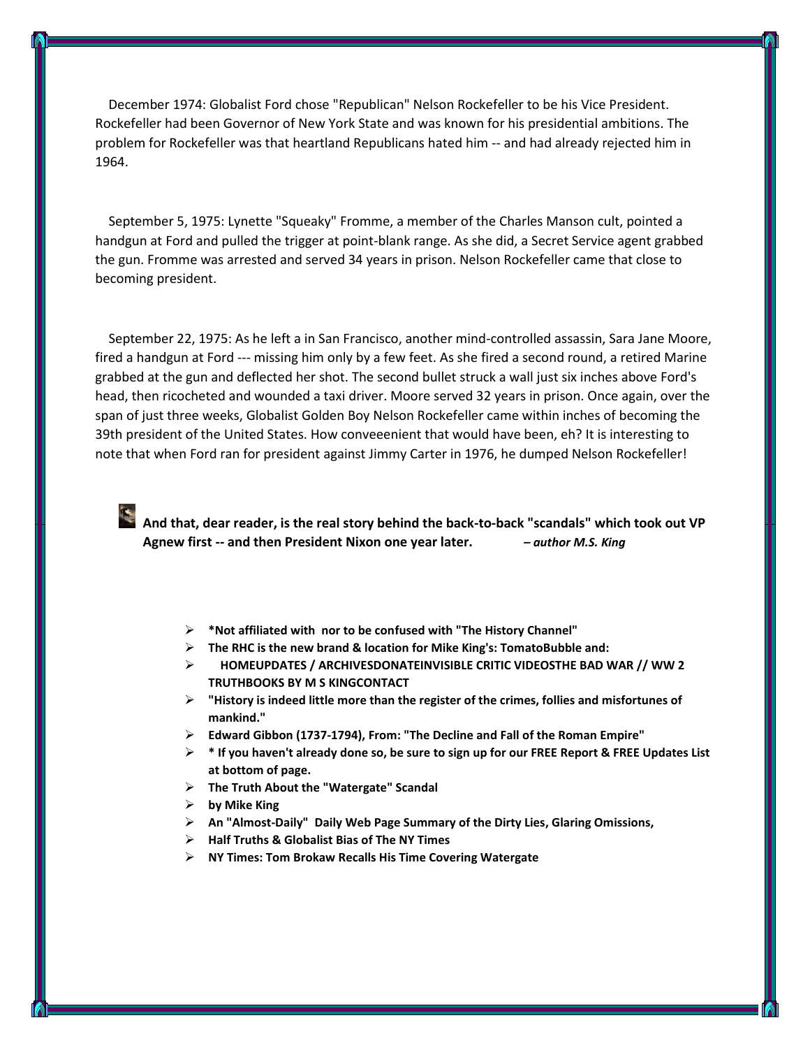December 1974: Globalist Ford chose "Republican" Nelson Rockefeller to be his Vice President. Rockefeller had been Governor of New York State and was known for his presidential ambitions. The problem for Rockefeller was that heartland Republicans hated him -- and had already rejected him in 1964.

September 5, 1975: Lynette "Squeaky" Fromme, a member of the Charles Manson cult, pointed a handgun at Ford and pulled the trigger at point-blank range. As she did, a Secret Service agent grabbed the gun. Fromme was arrested and served 34 years in prison. Nelson Rockefeller came that close to becoming president.

September 22, 1975: As he left a in San Francisco, another mind-controlled assassin, Sara Jane Moore, fired a handgun at Ford --- missing him only by a few feet. As she fired a second round, a retired Marine grabbed at the gun and deflected her shot. The second bullet struck a wall just six inches above Ford's head, then ricocheted and wounded a taxi driver. Moore served 32 years in prison. Once again, over the span of just three weeks, Globalist Golden Boy Nelson Rockefeller came within inches of becoming the 39th president of the United States. How conveeenient that would have been, eh? It is interesting to note that when Ford ran for president against Jimmy Carter in 1976, he dumped Nelson Rockefeller!

**And that, dear reader, is the real story behind the back-to-back "scandals" which took out VP Agnew first -- and then President Nixon one year later.** ***– author M.S. King***

- ***Not affiliated with nor to be confused with "The History Channel"**
- **The RHC is the new brand & location for Mike King's: TomatoBubble and:**
- **HOMEUPDATES / ARCHIVESDONATEINVISIBLE CRITIC VIDEOSTHE BAD WAR // WW 2 TRUTHBOOKS BY M S KINGCONTACT**
- **"History is indeed little more than the register of the crimes, follies and misfortunes of mankind."**
- **Edward Gibbon (1737-1794), From: "The Decline and Fall of the Roman Empire"**
- *** If you haven't already done so, be sure to sign up for our FREE Report & FREE Updates List at bottom of page.**
- **The Truth About the "Watergate" Scandal**
- **by Mike King**
- **An "Almost-Daily" Daily Web Page Summary of the Dirty Lies, Glaring Omissions,**
- **Half Truths & Globalist Bias of The NY Times**
- **NY Times: Tom Brokaw Recalls His Time Covering Watergate**